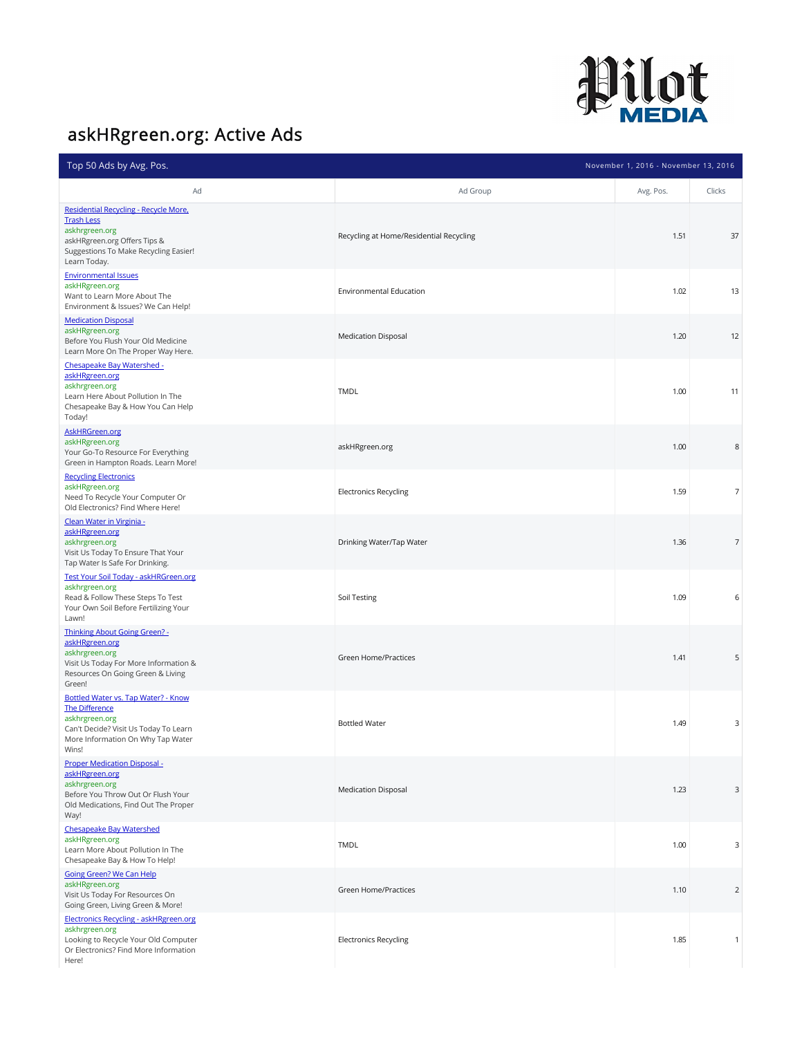# askHRgreen.org: Active Ads

**Top 50 Ads by Avg. Pos.** November 1, 2016 - November 13, 2016

| Ad | Ad Group | Avg. Pos. | Clicks |
|---|---|---|---|
| Residential Recycling - Recycle More, Trash Less<br>askhrgreen.org<br>askHRgreen.org Offers Tips & Suggestions To Make Recycling Easier! Learn Today. | Recycling at Home/Residential Recycling | 1.51 | 37 |
| Environmental Issues<br>askHRgreen.org<br>Want to Learn More About The Environment & Issues? We Can Help! | Environmental Education | 1.02 | 13 |
| Medication Disposal<br>askHRgreen.org<br>Before You Flush Your Old Medicine Learn More On The Proper Way Here. | Medication Disposal | 1.20 | 12 |
| Chesapeake Bay Watershed - askHRgreen.org<br>askhrgreen.org<br>Learn Here About Pollution In The Chesapeake Bay & How You Can Help Today! | TMDL | 1.00 | 11 |
| AskHRGreen.org<br>askHRgreen.org<br>Your Go-To Resource For Everything Green in Hampton Roads. Learn More! | askHRgreen.org | 1.00 | 8 |
| Recycling Electronics<br>askHRgreen.org<br>Need To Recycle Your Computer Or Old Electronics? Find Where Here! | Electronics Recycling | 1.59 | 7 |
| Clean Water in Virginia - askHRgreen.org<br>askhrgreen.org<br>Visit Us Today To Ensure That Your Tap Water Is Safe For Drinking. | Drinking Water/Tap Water | 1.36 | 7 |
| Test Your Soil Today - askHRGreen.org<br>askhrgreen.org<br>Read & Follow These Steps To Test Your Own Soil Before Fertilizing Your Lawn! | Soil Testing | 1.09 | 6 |
| Thinking About Going Green? - askHRgreen.org<br>askhrgreen.org<br>Visit Us Today For More Information & Resources On Going Green & Living Green! | Green Home/Practices | 1.41 | 5 |
| Bottled Water vs. Tap Water? - Know The Difference<br>askhrgreen.org<br>Can't Decide? Visit Us Today To Learn More Information On Why Tap Water Wins! | Bottled Water | 1.49 | 3 |
| Proper Medication Disposal - askHRgreen.org<br>askhrgreen.org<br>Before You Throw Out Or Flush Your Old Medications, Find Out The Proper Way! | Medication Disposal | 1.23 | 3 |
| Chesapeake Bay Watershed<br>askHRgreen.org<br>Learn More About Pollution In The Chesapeake Bay & How To Help! | TMDL | 1.00 | 3 |
| Going Green? We Can Help<br>askHRgreen.org<br>Visit Us Today For Resources On Going Green, Living Green & More! | Green Home/Practices | 1.10 | 2 |
| Electronics Recycling - askHRgreen.org<br>askhrgreen.org<br>Looking to Recycle Your Old Computer Or Electronics? Find More Information Here! | Electronics Recycling | 1.85 | 1 |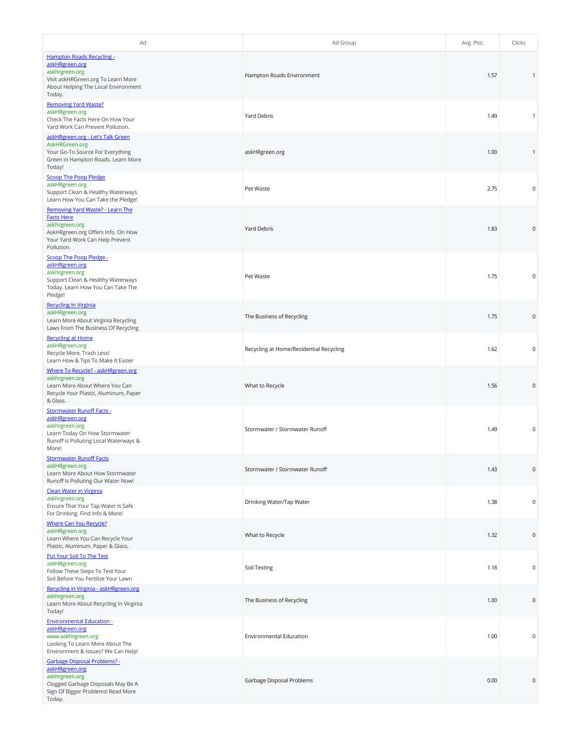| Ad | Ad Group | Avg. Pos. | Clicks |
|---|---|---|---|
| Hampton Roads Recycling - askHRgreen.org<br>askhrgreen.org<br>Visit askHRGreen.org To Learn More About Helping The Local Environment Today. | Hampton Roads Environment | 1.57 | 1 |
| Removing Yard Waste?<br>askHRgreen.org<br>Check The Facts Here On How Your Yard Work Can Prevent Pollution. | Yard Debris | 1.49 | 1 |
| askHRgreen.org - Let's Talk Green<br>AskHRGreen.org<br>Your Go-To Source For Everything Green in Hampton Roads. Learn More Today! | askHRgreen.org | 1.00 | 1 |
| Scoop The Poop Pledge<br>askHRgreen.org<br>Support Clean & Healthy Waterways. Learn How You Can Take the Pledge! | Pet Waste | 2.75 | 0 |
| Removing Yard Waste? - Learn The Facts Here<br>askhrgreen.org<br>AskHRgreen.org Offers Info. On How Your Yard Work Can Help Prevent Pollution. | Yard Debris | 1.83 | 0 |
| Scoop The Poop Pledge - askHRgreen.org<br>askhrgreen.org<br>Support Clean & Healthy Waterways Today. Learn How You Can Take The Pledge! | Pet Waste | 1.75 | 0 |
| Recycling In Virginia<br>askHRgreen.org<br>Learn More About Virginia Recycling Laws From The Business Of Recycling | The Business of Recycling | 1.75 | 0 |
| Recycling at Home<br>askHRgreen.org<br>Recycle More, Trash Less!<br>Learn How & Tips To Make It Easier | Recycling at Home/Residential Recycling | 1.62 | 0 |
| Where To Recycle? - askHRgreen.org<br>askhrgreen.org<br>Learn More About Where You Can Recycle Your Plastic, Aluminum, Paper & Glass. | What to Recycle | 1.56 | 0 |
| Stormwater Runoff Facts - askHRgreen.org<br>askhrgreen.org<br>Learn Today On How Stormwater Runoff is Polluting Local Waterways & More! | Stormwater / Stormwater Runoff | 1.49 | 0 |
| Stormwater Runoff Facts<br>askHRgreen.org<br>Learn More About How Stormwater Runoff Is Polluting Our Water Now! | Stormwater / Stormwater Runoff | 1.43 | 0 |
| Clean Water in Virginia<br>askhrgreen.org<br>Ensure That Your Tap Water Is Safe For Drinking. Find Info & More! | Drinking Water/Tap Water | 1.38 | 0 |
| Where Can You Recycle?<br>askHRgreen.org<br>Learn Where You Can Recycle Your Plastic, Aluminum, Paper & Glass. | What to Recycle | 1.32 | 0 |
| Put Your Soil To The Test<br>askHRgreen.org<br>Follow These Steps To Test Your Soil Before You Fertilize Your Lawn | Soil Testing | 1.18 | 0 |
| Recycling in Virginia - askHRgreen.org<br>askhrgreen.org<br>Learn More About Recycling In Virginia Today! | The Business of Recycling | 1.00 | 0 |
| Environmental Education - askHRgreen.org<br>www.askhrgreen.org<br>Looking To Learn More About The Environment & Issues? We Can Help! | Environmental Education | 1.00 | 0 |
| Garbage Disposal Problems? - askHRgreen.org<br>askhrgreen.org<br>Clogged Garbage Disposals May Be A Sign Of Bigger Problems! Read More Today. | Garbage Disposal Problems | 0.00 | 0 |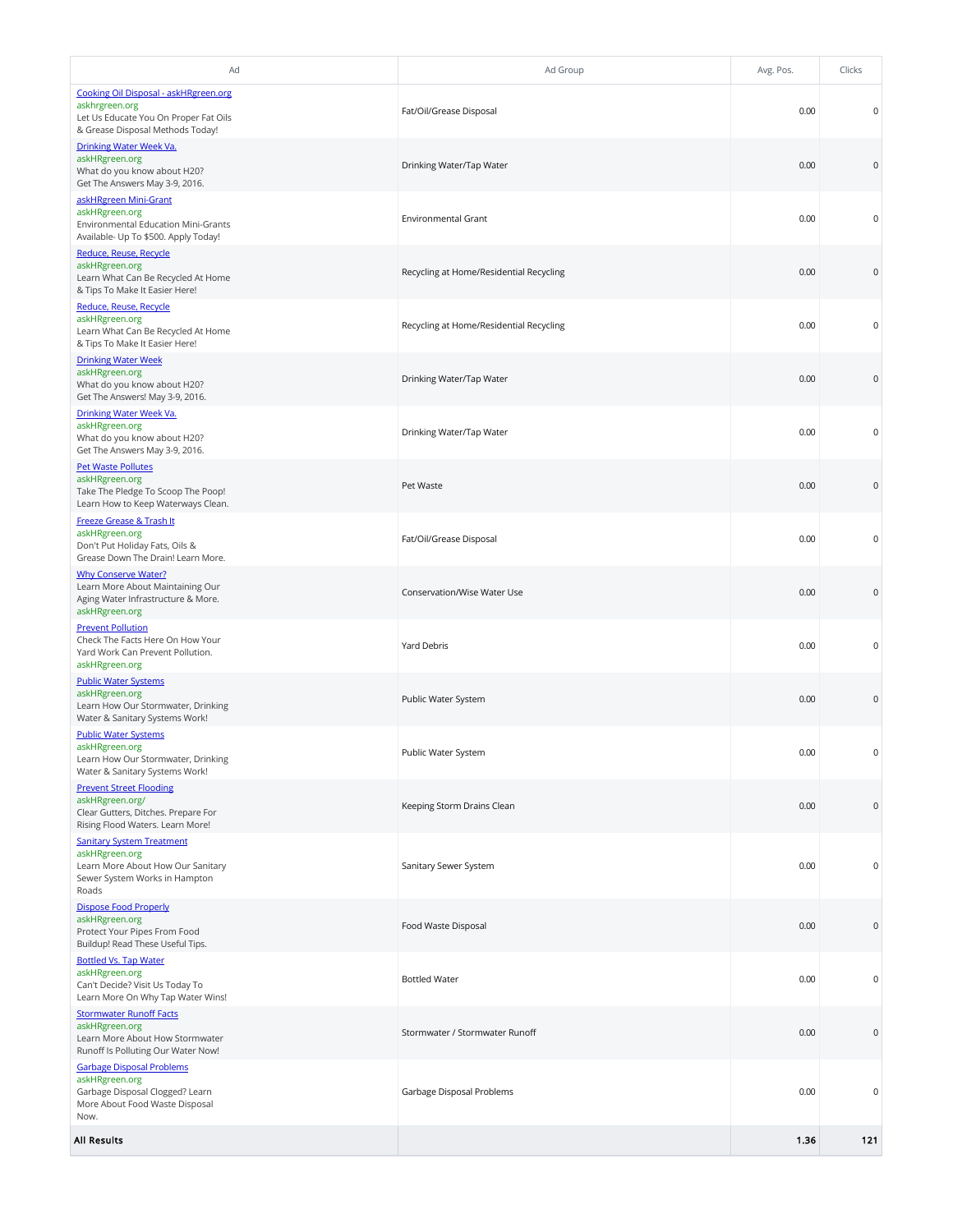| Ad | Ad Group | Avg. Pos. | Clicks |
| --- | --- | --- | --- |
| Cooking Oil Disposal - askHRgreen.org<br>askhrgreen.org<br>Let Us Educate You On Proper Fat Oils & Grease Disposal Methods Today! | Fat/Oil/Grease Disposal | 0.00 | 0 |
| Drinking Water Week Va.<br>askHRgreen.org<br>What do you know about H20? Get The Answers May 3-9, 2016. | Drinking Water/Tap Water | 0.00 | 0 |
| askHRgreen Mini-Grant<br>askHRgreen.org<br>Environmental Education Mini-Grants Available- Up To $500. Apply Today! | Environmental Grant | 0.00 | 0 |
| Reduce, Reuse, Recycle<br>askHRgreen.org<br>Learn What Can Be Recycled At Home & Tips To Make It Easier Here! | Recycling at Home/Residential Recycling | 0.00 | 0 |
| Reduce, Reuse, Recycle<br>askHRgreen.org<br>Learn What Can Be Recycled At Home & Tips To Make It Easier Here! | Recycling at Home/Residential Recycling | 0.00 | 0 |
| Drinking Water Week<br>askHRgreen.org<br>What do you know about H20? Get The Answers! May 3-9, 2016. | Drinking Water/Tap Water | 0.00 | 0 |
| Drinking Water Week Va.<br>askHRgreen.org<br>What do you know about H20? Get The Answers May 3-9, 2016. | Drinking Water/Tap Water | 0.00 | 0 |
| Pet Waste Pollutes<br>askHRgreen.org<br>Take The Pledge To Scoop The Poop! Learn How to Keep Waterways Clean. | Pet Waste | 0.00 | 0 |
| Freeze Grease & Trash It<br>askHRgreen.org<br>Don't Put Holiday Fats, Oils & Grease Down The Drain! Learn More. | Fat/Oil/Grease Disposal | 0.00 | 0 |
| Why Conserve Water?<br>Learn More About Maintaining Our Aging Water Infrastructure & More.<br>askHRgreen.org | Conservation/Wise Water Use | 0.00 | 0 |
| Prevent Pollution<br>Check The Facts Here On How Your Yard Work Can Prevent Pollution.<br>askHRgreen.org | Yard Debris | 0.00 | 0 |
| Public Water Systems<br>askHRgreen.org<br>Learn How Our Stormwater, Drinking Water & Sanitary Systems Work! | Public Water System | 0.00 | 0 |
| Public Water Systems<br>askHRgreen.org<br>Learn How Our Stormwater, Drinking Water & Sanitary Systems Work! | Public Water System | 0.00 | 0 |
| Prevent Street Flooding<br>askHRgreen.org/<br>Clear Gutters, Ditches. Prepare For Rising Flood Waters. Learn More! | Keeping Storm Drains Clean | 0.00 | 0 |
| Sanitary System Treatment<br>askHRgreen.org<br>Learn More About How Our Sanitary Sewer System Works in Hampton Roads | Sanitary Sewer System | 0.00 | 0 |
| Dispose Food Properly<br>askHRgreen.org<br>Protect Your Pipes From Food Buildup! Read These Useful Tips. | Food Waste Disposal | 0.00 | 0 |
| Bottled Vs. Tap Water<br>askHRgreen.org<br>Can't Decide? Visit Us Today To Learn More On Why Tap Water Wins! | Bottled Water | 0.00 | 0 |
| Stormwater Runoff Facts<br>askHRgreen.org<br>Learn More About How Stormwater Runoff Is Polluting Our Water Now! | Stormwater / Stormwater Runoff | 0.00 | 0 |
| Garbage Disposal Problems<br>askHRgreen.org<br>Garbage Disposal Clogged? Learn More About Food Waste Disposal Now. | Garbage Disposal Problems | 0.00 | 0 |
| **All Results** | | **1.36** | **121** |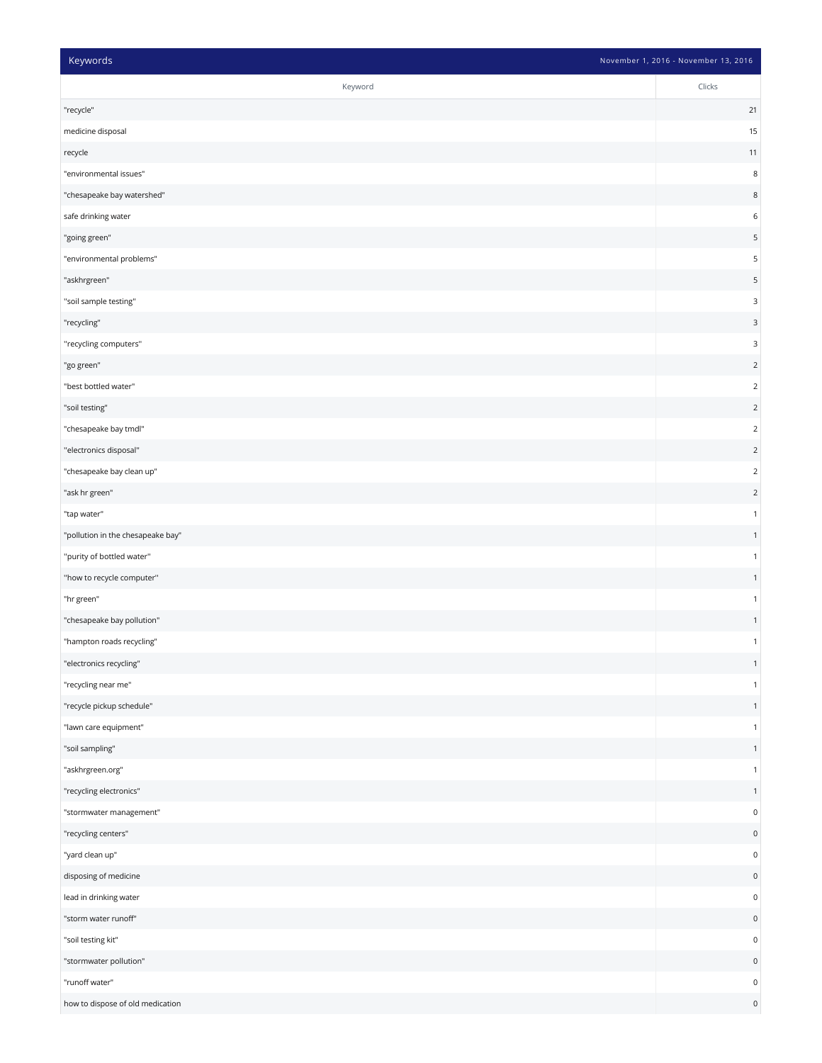## Keywords

November 1, 2016 - November 13, 2016

| Keyword | Clicks |
| --- | --- |
| "recycle" | 21 |
| medicine disposal | 15 |
| recycle | 11 |
| "environmental issues" | 8 |
| "chesapeake bay watershed" | 8 |
| safe drinking water | 6 |
| "going green" | 5 |
| "environmental problems" | 5 |
| "askhrgreen" | 5 |
| "soil sample testing" | 3 |
| "recycling" | 3 |
| "recycling computers" | 3 |
| "go green" | 2 |
| "best bottled water" | 2 |
| "soil testing" | 2 |
| "chesapeake bay tmdl" | 2 |
| "electronics disposal" | 2 |
| "chesapeake bay clean up" | 2 |
| "ask hr green" | 2 |
| "tap water" | 1 |
| "pollution in the chesapeake bay" | 1 |
| "purity of bottled water" | 1 |
| "how to recycle computer" | 1 |
| "hr green" | 1 |
| "chesapeake bay pollution" | 1 |
| "hampton roads recycling" | 1 |
| "electronics recycling" | 1 |
| "recycling near me" | 1 |
| "recycle pickup schedule" | 1 |
| "lawn care equipment" | 1 |
| "soil sampling" | 1 |
| "askhrgreen.org" | 1 |
| "recycling electronics" | 1 |
| "stormwater management" | 0 |
| "recycling centers" | 0 |
| "yard clean up" | 0 |
| disposing of medicine | 0 |
| lead in drinking water | 0 |
| "storm water runoff" | 0 |
| "soil testing kit" | 0 |
| "stormwater pollution" | 0 |
| "runoff water" | 0 |
| how to dispose of old medication | 0 |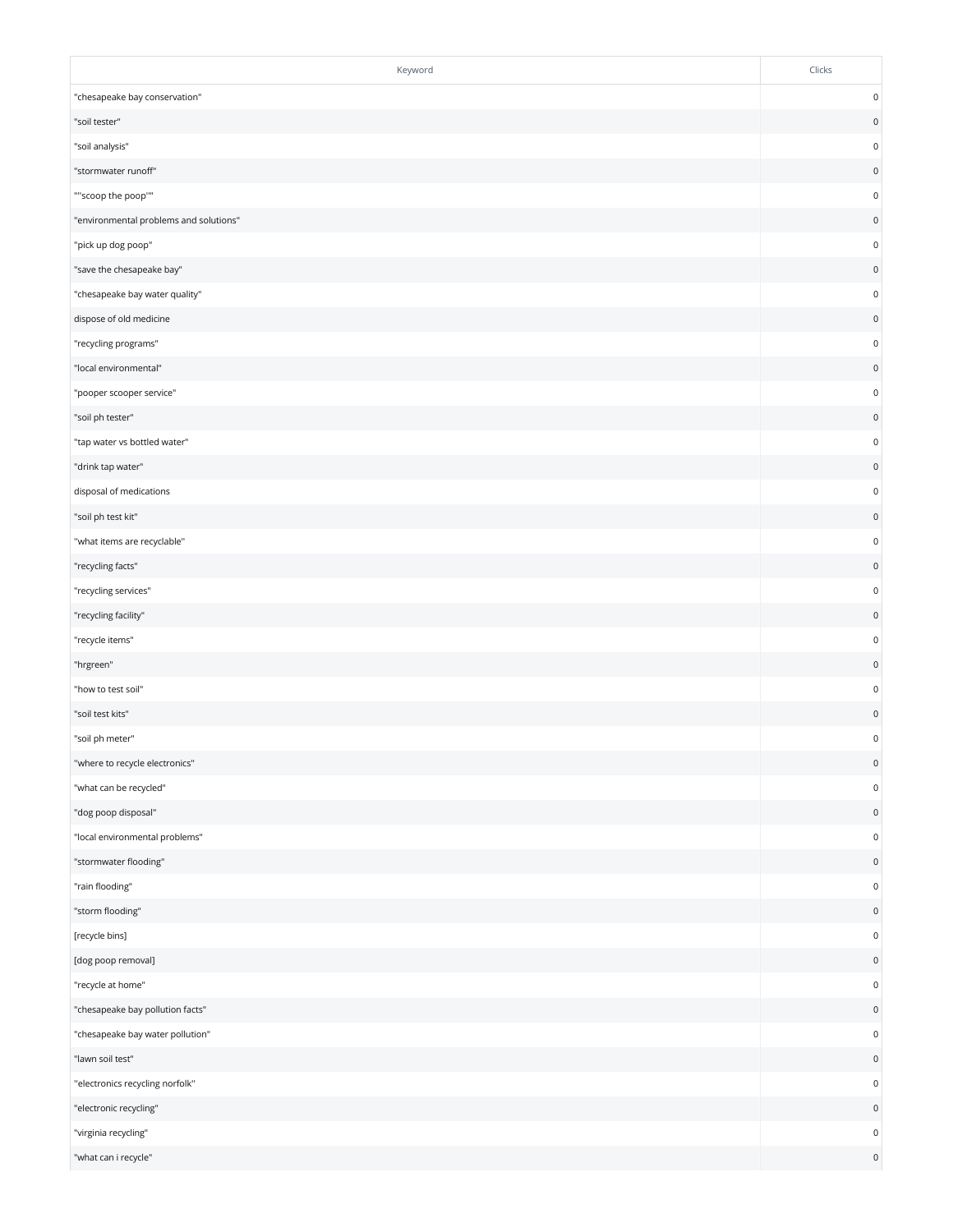| Keyword | Clicks |
|---|---|
| "chesapeake bay conservation" | 0 |
| "soil tester" | 0 |
| "soil analysis" | 0 |
| "stormwater runoff" | 0 |
| ""scoop the poop"" | 0 |
| "environmental problems and solutions" | 0 |
| "pick up dog poop" | 0 |
| "save the chesapeake bay" | 0 |
| "chesapeake bay water quality" | 0 |
| dispose of old medicine | 0 |
| "recycling programs" | 0 |
| "local environmental" | 0 |
| "pooper scooper service" | 0 |
| "soil ph tester" | 0 |
| "tap water vs bottled water" | 0 |
| "drink tap water" | 0 |
| disposal of medications | 0 |
| "soil ph test kit" | 0 |
| "what items are recyclable" | 0 |
| "recycling facts" | 0 |
| "recycling services" | 0 |
| "recycling facility" | 0 |
| "recycle items" | 0 |
| "hrgreen" | 0 |
| "how to test soil" | 0 |
| "soil test kits" | 0 |
| "soil ph meter" | 0 |
| "where to recycle electronics" | 0 |
| "what can be recycled" | 0 |
| "dog poop disposal" | 0 |
| "local environmental problems" | 0 |
| "stormwater flooding" | 0 |
| "rain flooding" | 0 |
| "storm flooding" | 0 |
| [recycle bins] | 0 |
| [dog poop removal] | 0 |
| "recycle at home" | 0 |
| "chesapeake bay pollution facts" | 0 |
| "chesapeake bay water pollution" | 0 |
| "lawn soil test" | 0 |
| "electronics recycling norfolk" | 0 |
| "electronic recycling" | 0 |
| "virginia recycling" | 0 |
| "what can i recycle" | 0 |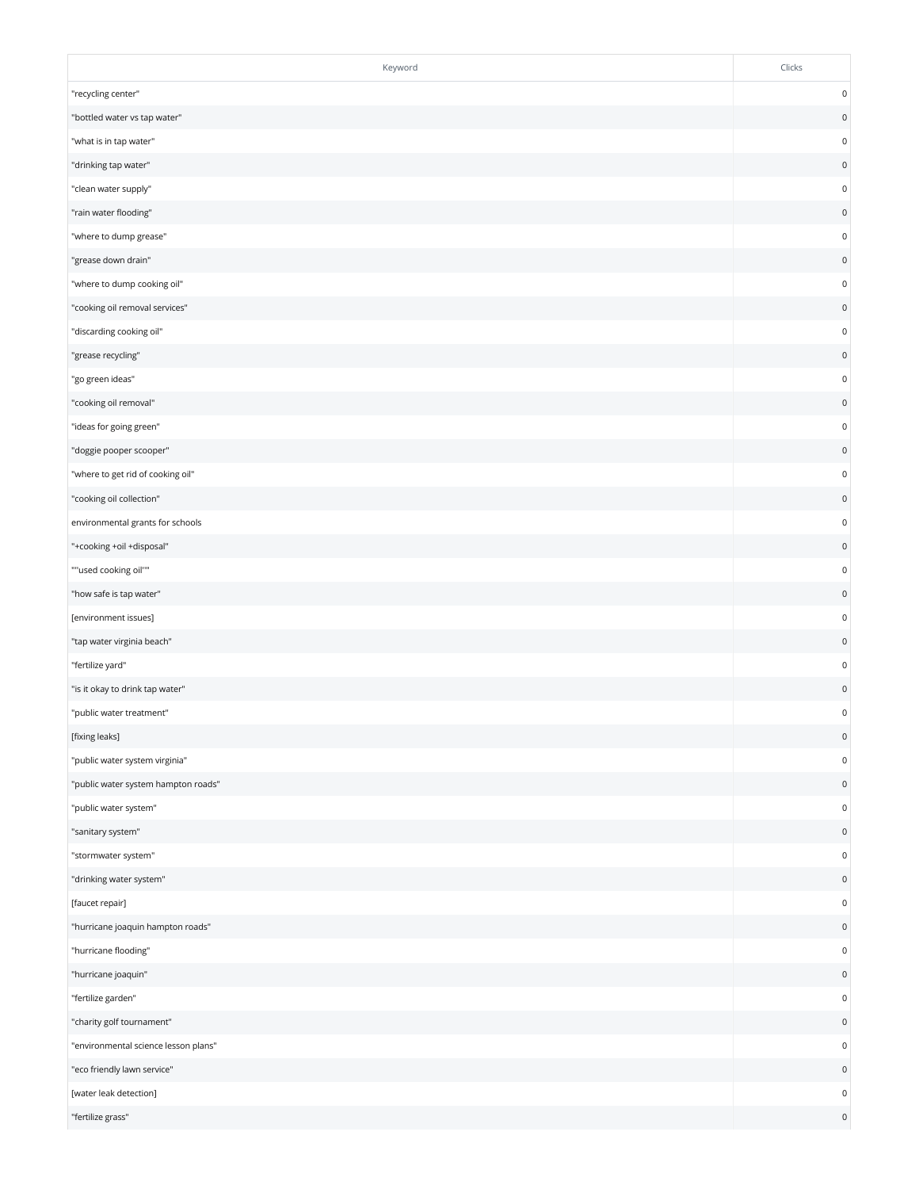| Keyword | Clicks |
| --- | --- |
| "recycling center" | 0 |
| "bottled water vs tap water" | 0 |
| "what is in tap water" | 0 |
| "drinking tap water" | 0 |
| "clean water supply" | 0 |
| "rain water flooding" | 0 |
| "where to dump grease" | 0 |
| "grease down drain" | 0 |
| "where to dump cooking oil" | 0 |
| "cooking oil removal services" | 0 |
| "discarding cooking oil" | 0 |
| "grease recycling" | 0 |
| "go green ideas" | 0 |
| "cooking oil removal" | 0 |
| "ideas for going green" | 0 |
| "doggie pooper scooper" | 0 |
| "where to get rid of cooking oil" | 0 |
| "cooking oil collection" | 0 |
| environmental grants for schools | 0 |
| "+cooking +oil +disposal" | 0 |
| ""used cooking oil"" | 0 |
| "how safe is tap water" | 0 |
| [environment issues] | 0 |
| "tap water virginia beach" | 0 |
| "fertilize yard" | 0 |
| "is it okay to drink tap water" | 0 |
| "public water treatment" | 0 |
| [fixing leaks] | 0 |
| "public water system virginia" | 0 |
| "public water system hampton roads" | 0 |
| "public water system" | 0 |
| "sanitary system" | 0 |
| "stormwater system" | 0 |
| "drinking water system" | 0 |
| [faucet repair] | 0 |
| "hurricane joaquin hampton roads" | 0 |
| "hurricane flooding" | 0 |
| "hurricane joaquin" | 0 |
| "fertilize garden" | 0 |
| "charity golf tournament" | 0 |
| "environmental science lesson plans" | 0 |
| "eco friendly lawn service" | 0 |
| [water leak detection] | 0 |
| "fertilize grass" | 0 |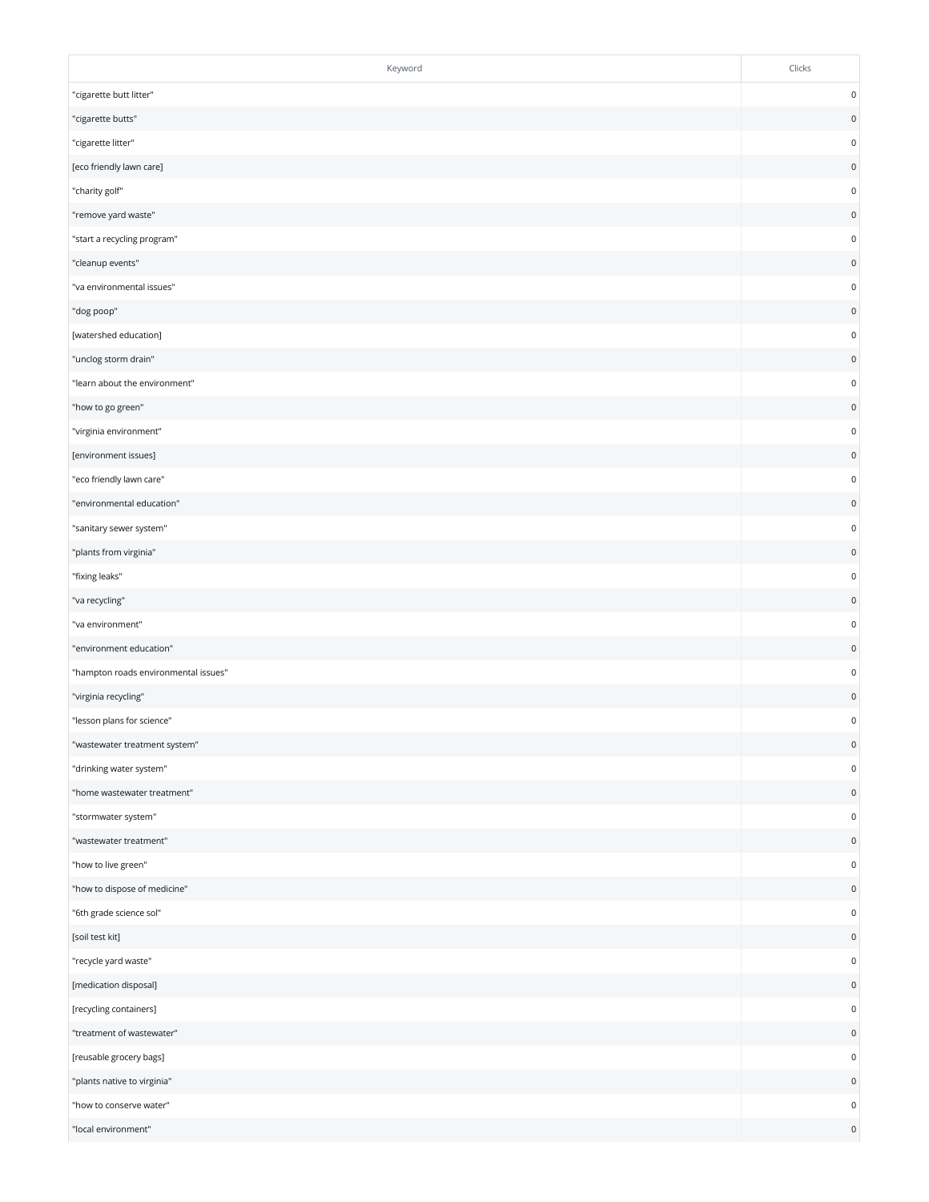| Keyword | Clicks |
| --- | --- |
| "cigarette butt litter" | 0 |
| "cigarette butts" | 0 |
| "cigarette litter" | 0 |
| [eco friendly lawn care] | 0 |
| "charity golf" | 0 |
| "remove yard waste" | 0 |
| "start a recycling program" | 0 |
| "cleanup events" | 0 |
| "va environmental issues" | 0 |
| "dog poop" | 0 |
| [watershed education] | 0 |
| "unclog storm drain" | 0 |
| "learn about the environment" | 0 |
| "how to go green" | 0 |
| "virginia environment" | 0 |
| [environment issues] | 0 |
| "eco friendly lawn care" | 0 |
| "environmental education" | 0 |
| "sanitary sewer system" | 0 |
| "plants from virginia" | 0 |
| "fixing leaks" | 0 |
| "va recycling" | 0 |
| "va environment" | 0 |
| "environment education" | 0 |
| "hampton roads environmental issues" | 0 |
| "virginia recycling" | 0 |
| "lesson plans for science" | 0 |
| "wastewater treatment system" | 0 |
| "drinking water system" | 0 |
| "home wastewater treatment" | 0 |
| "stormwater system" | 0 |
| "wastewater treatment" | 0 |
| "how to live green" | 0 |
| "how to dispose of medicine" | 0 |
| "6th grade science sol" | 0 |
| [soil test kit] | 0 |
| "recycle yard waste" | 0 |
| [medication disposal] | 0 |
| [recycling containers] | 0 |
| "treatment of wastewater" | 0 |
| [reusable grocery bags] | 0 |
| "plants native to virginia" | 0 |
| "how to conserve water" | 0 |
| "local environment" | 0 |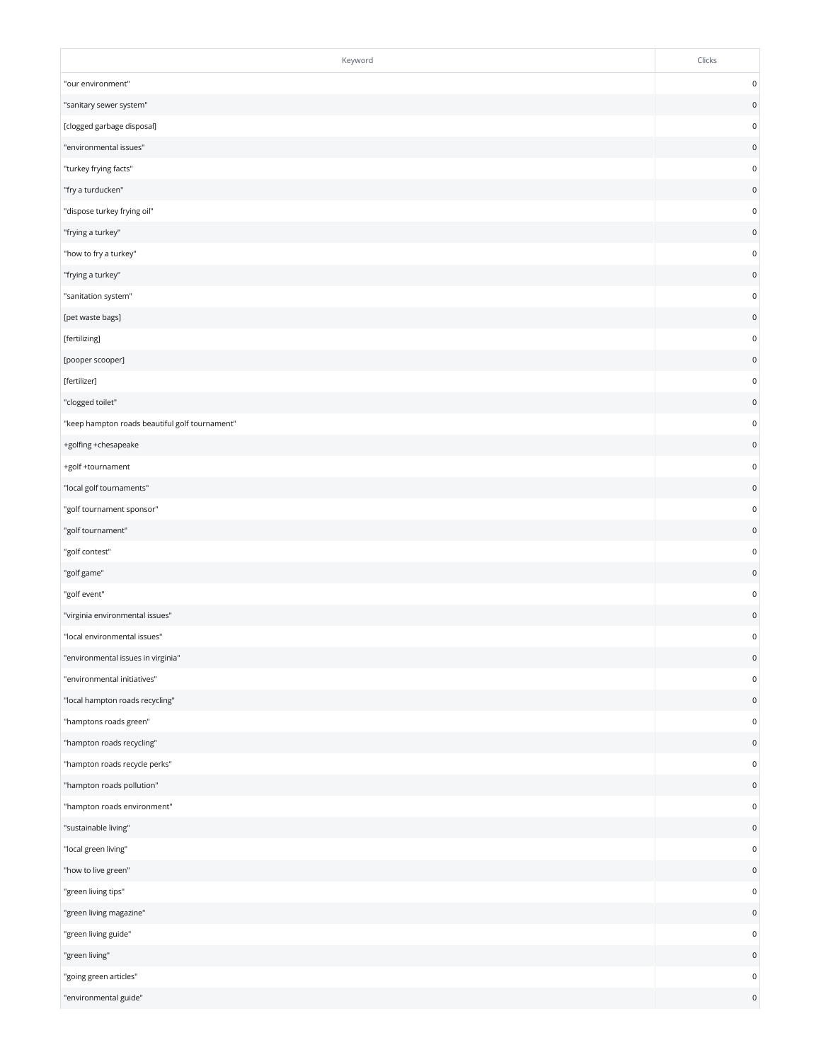| Keyword | Clicks |
| --- | --- |
| "our environment" | 0 |
| "sanitary sewer system" | 0 |
| [clogged garbage disposal] | 0 |
| "environmental issues" | 0 |
| "turkey frying facts" | 0 |
| "fry a turducken" | 0 |
| "dispose turkey frying oil" | 0 |
| "frying a turkey" | 0 |
| "how to fry a turkey" | 0 |
| "frying a turkey" | 0 |
| "sanitation system" | 0 |
| [pet waste bags] | 0 |
| [fertilizing] | 0 |
| [pooper scooper] | 0 |
| [fertilizer] | 0 |
| "clogged toilet" | 0 |
| "keep hampton roads beautiful golf tournament" | 0 |
| +golfing +chesapeake | 0 |
| +golf +tournament | 0 |
| "local golf tournaments" | 0 |
| "golf tournament sponsor" | 0 |
| "golf tournament" | 0 |
| "golf contest" | 0 |
| "golf game" | 0 |
| "golf event" | 0 |
| "virginia environmental issues" | 0 |
| "local environmental issues" | 0 |
| "environmental issues in virginia" | 0 |
| "environmental initiatives" | 0 |
| "local hampton roads recycling" | 0 |
| "hamptons roads green" | 0 |
| "hampton roads recycling" | 0 |
| "hampton roads recycle perks" | 0 |
| "hampton roads pollution" | 0 |
| "hampton roads environment" | 0 |
| "sustainable living" | 0 |
| "local green living" | 0 |
| "how to live green" | 0 |
| "green living tips" | 0 |
| "green living magazine" | 0 |
| "green living guide" | 0 |
| "green living" | 0 |
| "going green articles" | 0 |
| "environmental guide" | 0 |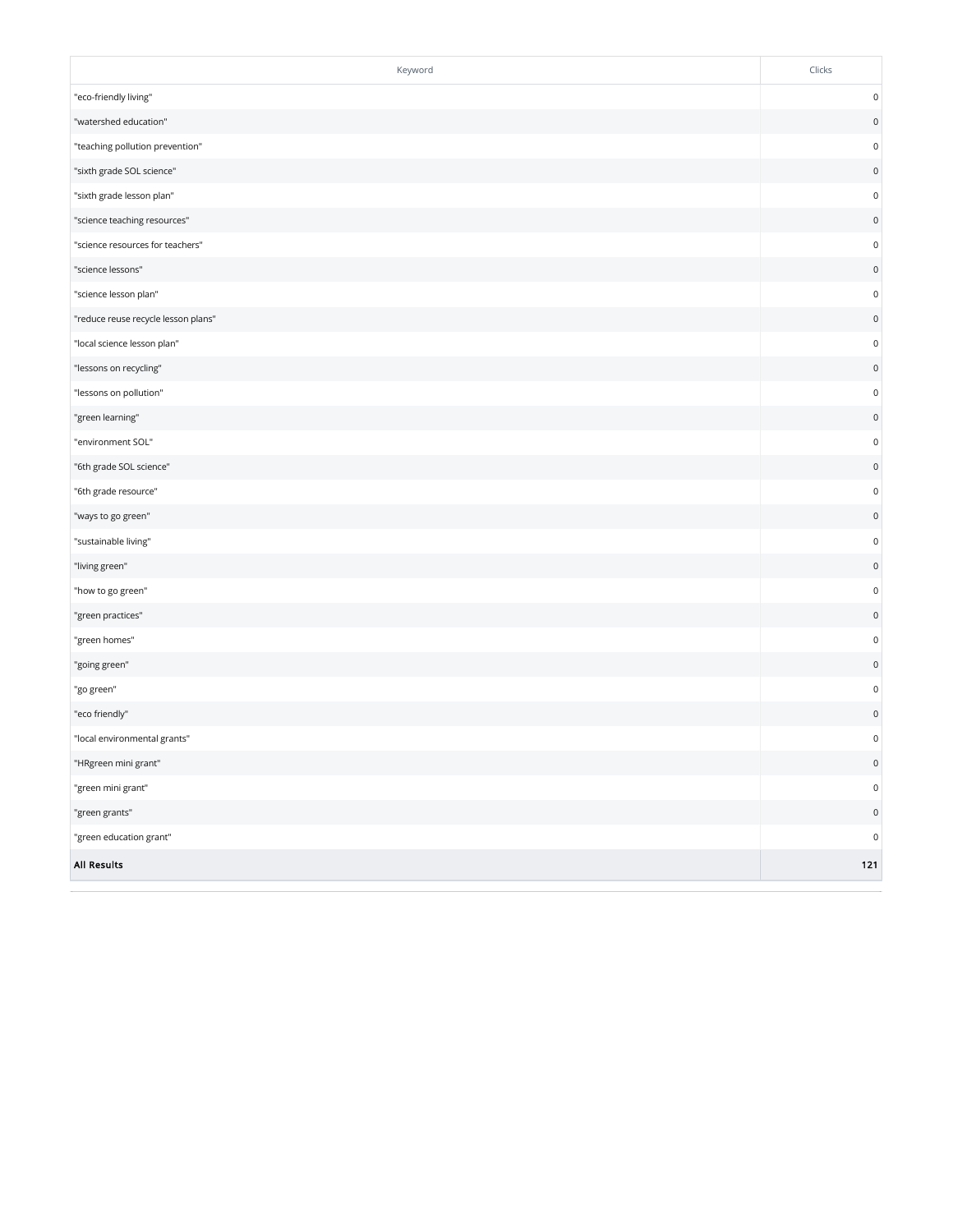| Keyword | Clicks |
| --- | --- |
| "eco-friendly living" | 0 |
| "watershed education" | 0 |
| "teaching pollution prevention" | 0 |
| "sixth grade SOL science" | 0 |
| "sixth grade lesson plan" | 0 |
| "science teaching resources" | 0 |
| "science resources for teachers" | 0 |
| "science lessons" | 0 |
| "science lesson plan" | 0 |
| "reduce reuse recycle lesson plans" | 0 |
| "local science lesson plan" | 0 |
| "lessons on recycling" | 0 |
| "lessons on pollution" | 0 |
| "green learning" | 0 |
| "environment SOL" | 0 |
| "6th grade SOL science" | 0 |
| "6th grade resource" | 0 |
| "ways to go green" | 0 |
| "sustainable living" | 0 |
| "living green" | 0 |
| "how to go green" | 0 |
| "green practices" | 0 |
| "green homes" | 0 |
| "going green" | 0 |
| "go green" | 0 |
| "eco friendly" | 0 |
| "local environmental grants" | 0 |
| "HRgreen mini grant" | 0 |
| "green mini grant" | 0 |
| "green grants" | 0 |
| "green education grant" | 0 |
| **All Results** | **121** |